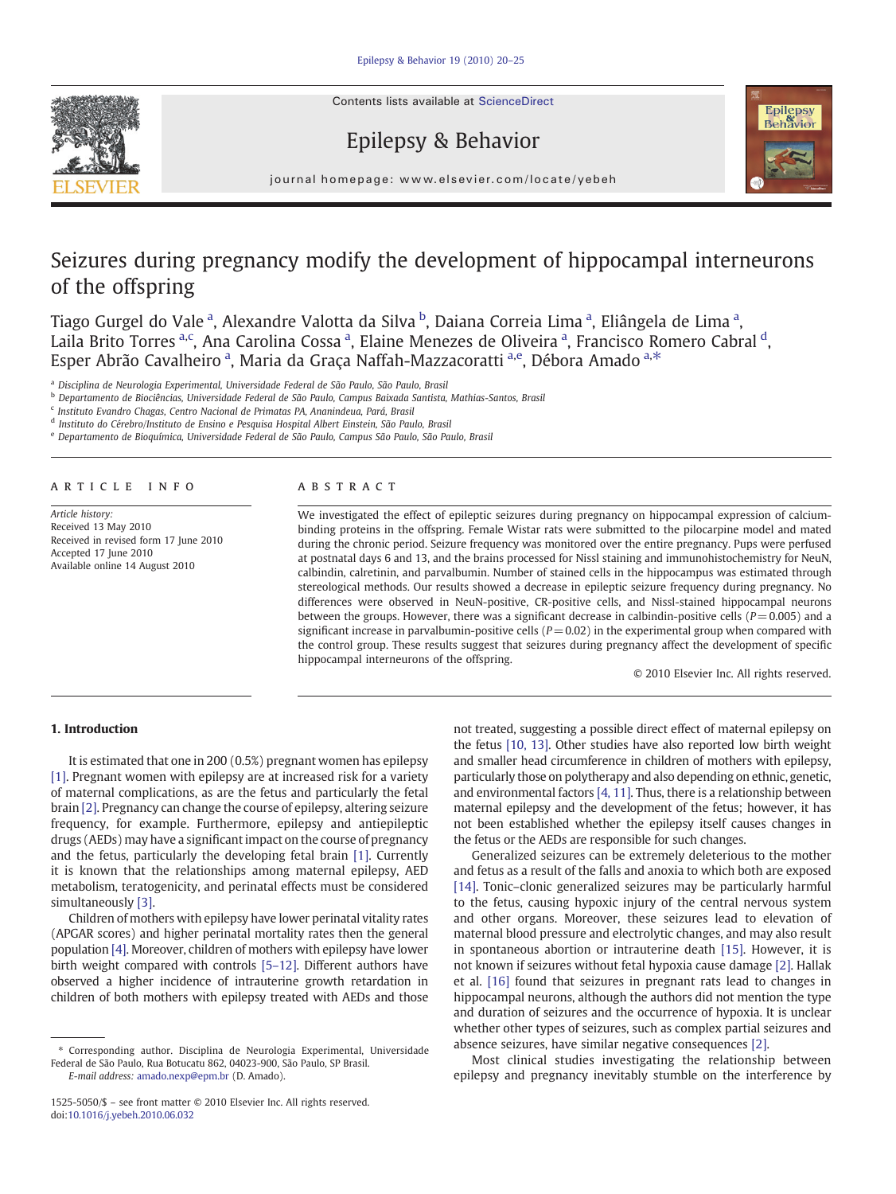# Seizures during pregnancy modify the development of hippocampal interneurons of the offspring

Tiago Gurgel do Vale [a], Alexandre Valotta da Silva [b], Daiana Correia Lima [a], Eliângela de Lima [a], Laila Brito Torres [a,c], Ana Carolina Cossa [a], Elaine Menezes de Oliveira [a], Francisco Romero Cabral [d], Esper Abrão Cavalheiro [a], Maria da Graça Naffah-Mazzacoratti [a,e], Débora Amado [a,*]

[a] Disciplina de Neurologia Experimental, Universidade Federal de São Paulo, São Paulo, Brasil
[b] Departamento de Biociências, Universidade Federal de São Paulo, Campus Baixada Santista, Mathias-Santos, Brasil
[c] Instituto Evandro Chagas, Centro Nacional de Primatas PA, Ananindeua, Pará, Brasil
[d] Instituto do Cérebro/Instituto de Ensino e Pesquisa Hospital Albert Einstein, São Paulo, Brasil
[e] Departamento de Bioquímica, Universidade Federal de São Paulo, Campus São Paulo, São Paulo, Brasil

## ARTICLE INFO

*Article history:*
Received 13 May 2010
Received in revised form 17 June 2010
Accepted 17 June 2010
Available online 14 August 2010

## ABSTRACT

We investigated the effect of epileptic seizures during pregnancy on hippocampal expression of calcium-binding proteins in the offspring. Female Wistar rats were submitted to the pilocarpine model and mated during the chronic period. Seizure frequency was monitored over the entire pregnancy. Pups were perfused at postnatal days 6 and 13, and the brains processed for Nissl staining and immunohistochemistry for NeuN, calbindin, calretinin, and parvalbumin. Number of stained cells in the hippocampus was estimated through stereological methods. Our results showed a decrease in epileptic seizure frequency during pregnancy. No differences were observed in NeuN-positive, CR-positive cells, and Nissl-stained hippocampal neurons between the groups. However, there was a significant decrease in calbindin-positive cells ($P = 0.005$) and a significant increase in parvalbumin-positive cells ($P = 0.02$) in the experimental group when compared with the control group. These results suggest that seizures during pregnancy affect the development of specific hippocampal interneurons of the offspring.

© 2010 Elsevier Inc. All rights reserved.

## 1. Introduction

It is estimated that one in 200 (0.5%) pregnant women has epilepsy [1]. Pregnant women with epilepsy are at increased risk for a variety of maternal complications, as are the fetus and particularly the fetal brain [2]. Pregnancy can change the course of epilepsy, altering seizure frequency, for example. Furthermore, epilepsy and antiepileptic drugs (AEDs) may have a significant impact on the course of pregnancy and the fetus, particularly the developing fetal brain [1]. Currently it is known that the relationships among maternal epilepsy, AED metabolism, teratogenicity, and perinatal effects must be considered simultaneously [3].

Children of mothers with epilepsy have lower perinatal vitality rates (APGAR scores) and higher perinatal mortality rates then the general population [4]. Moreover, children of mothers with epilepsy have lower birth weight compared with controls [5–12]. Different authors have observed a higher incidence of intrauterine growth retardation in children of both mothers with epilepsy treated with AEDs and those not treated, suggesting a possible direct effect of maternal epilepsy on the fetus [10, 13]. Other studies have also reported low birth weight and smaller head circumference in children of mothers with epilepsy, particularly those on polytherapy and also depending on ethnic, genetic, and environmental factors [4, 11]. Thus, there is a relationship between maternal epilepsy and the development of the fetus; however, it has not been established whether the epilepsy itself causes changes in the fetus or the AEDs are responsible for such changes.

Generalized seizures can be extremely deleterious to the mother and fetus as a result of the falls and anoxia to which both are exposed [14]. Tonic–clonic generalized seizures may be particularly harmful to the fetus, causing hypoxic injury of the central nervous system and other organs. Moreover, these seizures lead to elevation of maternal blood pressure and electrolytic changes, and may also result in spontaneous abortion or intrauterine death [15]. However, it is not known if seizures without fetal hypoxia cause damage [2]. Hallak et al. [16] found that seizures in pregnant rats lead to changes in hippocampal neurons, although the authors did not mention the type and duration of seizures and the occurrence of hypoxia. It is unclear whether other types of seizures, such as complex partial seizures and absence seizures, have similar negative consequences [2].

Most clinical studies investigating the relationship between epilepsy and pregnancy inevitably stumble on the interference by

* Corresponding author. Disciplina de Neurologia Experimental, Universidade Federal de São Paulo, Rua Botucatu 862, 04023-900, São Paulo, SP Brasil.
*E-mail address:* amado.nexp@epm.br (D. Amado).

1525-5050/$ – see front matter © 2010 Elsevier Inc. All rights reserved.
doi:10.1016/j.yebeh.2010.06.032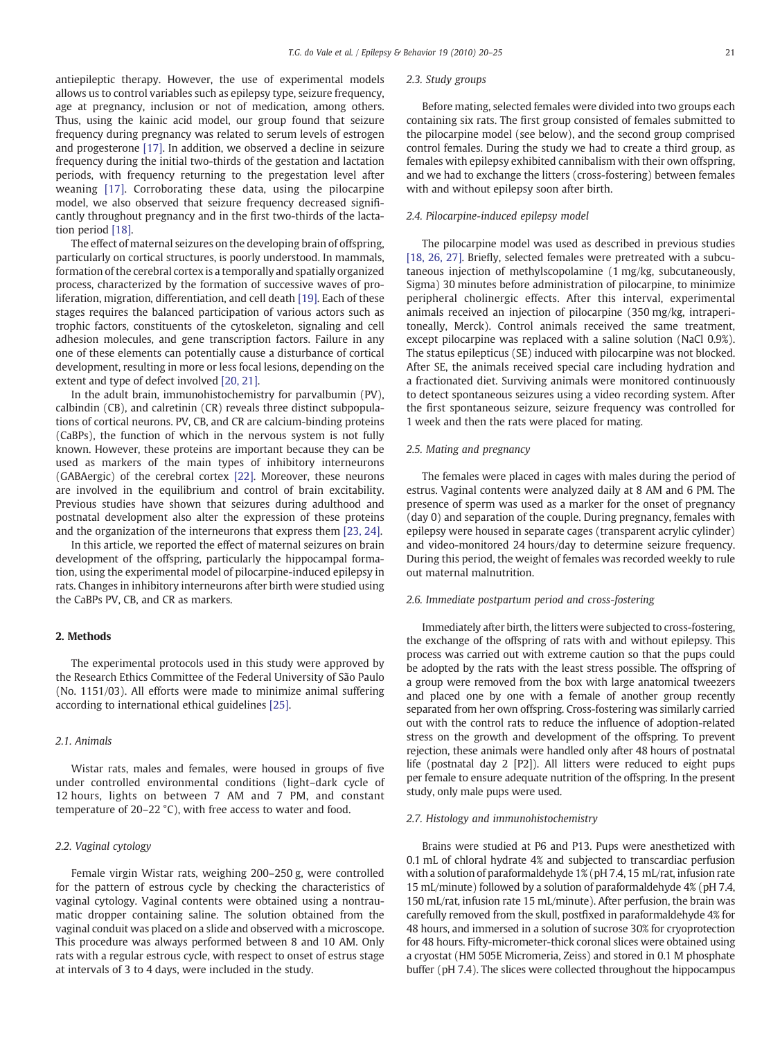antiepileptic therapy. However, the use of experimental models allows us to control variables such as epilepsy type, seizure frequency, age at pregnancy, inclusion or not of medication, among others. Thus, using the kainic acid model, our group found that seizure frequency during pregnancy was related to serum levels of estrogen and progesterone [17]. In addition, we observed a decline in seizure frequency during the initial two-thirds of the gestation and lactation periods, with frequency returning to the pregestation level after weaning [17]. Corroborating these data, using the pilocarpine model, we also observed that seizure frequency decreased significantly throughout pregnancy and in the first two-thirds of the lactation period [18].

The effect of maternal seizures on the developing brain of offspring, particularly on cortical structures, is poorly understood. In mammals, formation of the cerebral cortex is a temporally and spatially organized process, characterized by the formation of successive waves of proliferation, migration, differentiation, and cell death [19]. Each of these stages requires the balanced participation of various actors such as trophic factors, constituents of the cytoskeleton, signaling and cell adhesion molecules, and gene transcription factors. Failure in any one of these elements can potentially cause a disturbance of cortical development, resulting in more or less focal lesions, depending on the extent and type of defect involved [20, 21].

In the adult brain, immunohistochemistry for parvalbumin (PV), calbindin (CB), and calretinin (CR) reveals three distinct subpopulations of cortical neurons. PV, CB, and CR are calcium-binding proteins (CaBPs), the function of which in the nervous system is not fully known. However, these proteins are important because they can be used as markers of the main types of inhibitory interneurons (GABAergic) of the cerebral cortex [22]. Moreover, these neurons are involved in the equilibrium and control of brain excitability. Previous studies have shown that seizures during adulthood and postnatal development also alter the expression of these proteins and the organization of the interneurons that express them [23, 24].

In this article, we reported the effect of maternal seizures on brain development of the offspring, particularly the hippocampal formation, using the experimental model of pilocarpine-induced epilepsy in rats. Changes in inhibitory interneurons after birth were studied using the CaBPs PV, CB, and CR as markers.

## 2. Methods

The experimental protocols used in this study were approved by the Research Ethics Committee of the Federal University of São Paulo (No. 1151/03). All efforts were made to minimize animal suffering according to international ethical guidelines [25].

### 2.1. Animals

Wistar rats, males and females, were housed in groups of five under controlled environmental conditions (light–dark cycle of 12 hours, lights on between 7 AM and 7 PM, and constant temperature of 20–22 °C), with free access to water and food.

### 2.2. Vaginal cytology

Female virgin Wistar rats, weighing 200–250 g, were controlled for the pattern of estrous cycle by checking the characteristics of vaginal cytology. Vaginal contents were obtained using a nontraumatic dropper containing saline. The solution obtained from the vaginal conduit was placed on a slide and observed with a microscope. This procedure was always performed between 8 and 10 AM. Only rats with a regular estrous cycle, with respect to onset of estrus stage at intervals of 3 to 4 days, were included in the study.

### 2.3. Study groups

Before mating, selected females were divided into two groups each containing six rats. The first group consisted of females submitted to the pilocarpine model (see below), and the second group comprised control females. During the study we had to create a third group, as females with epilepsy exhibited cannibalism with their own offspring, and we had to exchange the litters (cross-fostering) between females with and without epilepsy soon after birth.

### 2.4. Pilocarpine-induced epilepsy model

The pilocarpine model was used as described in previous studies [18, 26, 27]. Briefly, selected females were pretreated with a subcutaneous injection of methylscopolamine (1 mg/kg, subcutaneously, Sigma) 30 minutes before administration of pilocarpine, to minimize peripheral cholinergic effects. After this interval, experimental animals received an injection of pilocarpine (350 mg/kg, intraperitoneally, Merck). Control animals received the same treatment, except pilocarpine was replaced with a saline solution (NaCl 0.9%). The status epilepticus (SE) induced with pilocarpine was not blocked. After SE, the animals received special care including hydration and a fractionated diet. Surviving animals were monitored continuously to detect spontaneous seizures using a video recording system. After the first spontaneous seizure, seizure frequency was controlled for 1 week and then the rats were placed for mating.

### 2.5. Mating and pregnancy

The females were placed in cages with males during the period of estrus. Vaginal contents were analyzed daily at 8 AM and 6 PM. The presence of sperm was used as a marker for the onset of pregnancy (day 0) and separation of the couple. During pregnancy, females with epilepsy were housed in separate cages (transparent acrylic cylinder) and video-monitored 24 hours/day to determine seizure frequency. During this period, the weight of females was recorded weekly to rule out maternal malnutrition.

### 2.6. Immediate postpartum period and cross-fostering

Immediately after birth, the litters were subjected to cross-fostering, the exchange of the offspring of rats with and without epilepsy. This process was carried out with extreme caution so that the pups could be adopted by the rats with the least stress possible. The offspring of a group were removed from the box with large anatomical tweezers and placed one by one with a female of another group recently separated from her own offspring. Cross-fostering was similarly carried out with the control rats to reduce the influence of adoption-related stress on the growth and development of the offspring. To prevent rejection, these animals were handled only after 48 hours of postnatal life (postnatal day 2 [P2]). All litters were reduced to eight pups per female to ensure adequate nutrition of the offspring. In the present study, only male pups were used.

### 2.7. Histology and immunohistochemistry

Brains were studied at P6 and P13. Pups were anesthetized with 0.1 mL of chloral hydrate 4% and subjected to transcardiac perfusion with a solution of paraformaldehyde 1% (pH 7.4, 15 mL/rat, infusion rate 15 mL/minute) followed by a solution of paraformaldehyde 4% (pH 7.4, 150 mL/rat, infusion rate 15 mL/minute). After perfusion, the brain was carefully removed from the skull, postfixed in paraformaldehyde 4% for 48 hours, and immersed in a solution of sucrose 30% for cryoprotection for 48 hours. Fifty-micrometer-thick coronal slices were obtained using a cryostat (HM 505E Micromeria, Zeiss) and stored in 0.1 M phosphate buffer (pH 7.4). The slices were collected throughout the hippocampus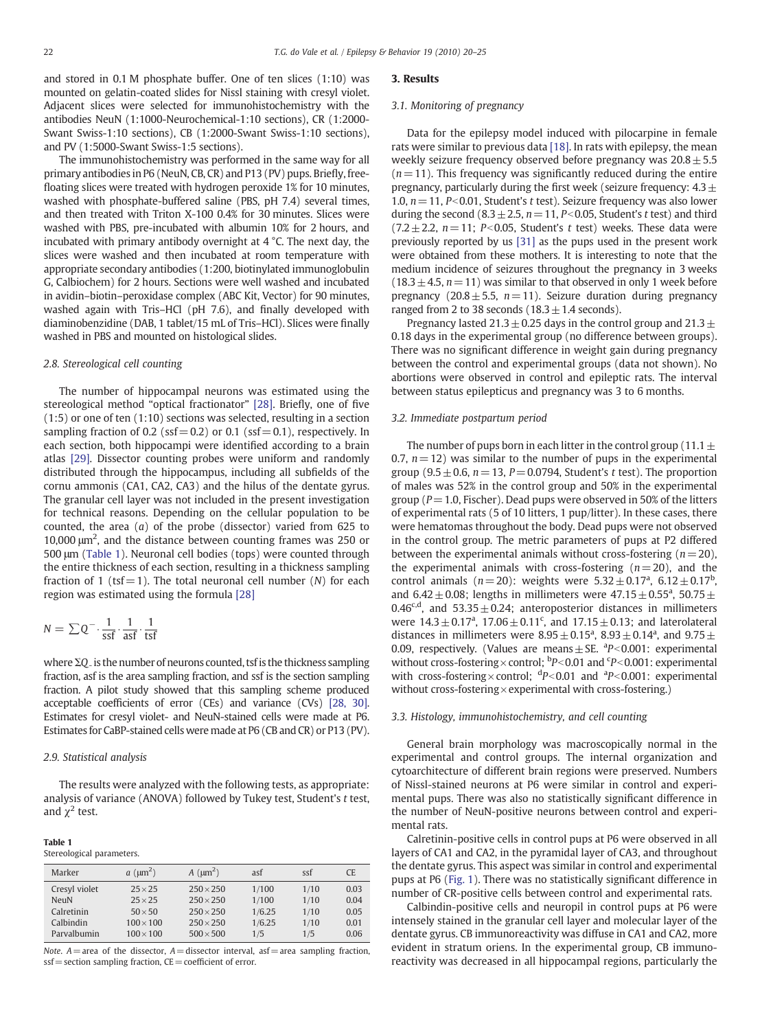and stored in 0.1 M phosphate buffer. One of ten slices (1:10) was mounted on gelatin-coated slides for Nissl staining with cresyl violet. Adjacent slices were selected for immunohistochemistry with the antibodies NeuN (1:1000-Neurochemical-1:10 sections), CR (1:2000-Swant Swiss-1:10 sections), CB (1:2000-Swant Swiss-1:10 sections), and PV (1:5000-Swant Swiss-1:5 sections).

The immunohistochemistry was performed in the same way for all primary antibodies in P6 (NeuN, CB, CR) and P13 (PV) pups. Briefly, free-floating slices were treated with hydrogen peroxide 1% for 10 minutes, washed with phosphate-buffered saline (PBS, pH 7.4) several times, and then treated with Triton X-100 0.4% for 30 minutes. Slices were washed with PBS, pre-incubated with albumin 10% for 2 hours, and incubated with primary antibody overnight at 4 °C. The next day, the slices were washed and then incubated at room temperature with appropriate secondary antibodies (1:200, biotinylated immunoglobulin G, Calbiochem) for 2 hours. Sections were well washed and incubated in avidin–biotin–peroxidase complex (ABC Kit, Vector) for 90 minutes, washed again with Tris–HCl (pH 7.6), and finally developed with diaminobenzidine (DAB, 1 tablet/15 mL of Tris–HCl). Slices were finally washed in PBS and mounted on histological slides.

### 2.8. Stereological cell counting

The number of hippocampal neurons was estimated using the stereological method "optical fractionator" [28]. Briefly, one of five (1:5) or one of ten (1:10) sections was selected, resulting in a section sampling fraction of 0.2 (ssf = 0.2) or 0.1 (ssf = 0.1), respectively. In each section, both hippocampi were identified according to a brain atlas [29]. Dissector counting probes were uniform and randomly distributed through the hippocampus, including all subfields of the cornu ammonis (CA1, CA2, CA3) and the hilus of the dentate gyrus. The granular cell layer was not included in the present investigation for technical reasons. Depending on the cellular population to be counted, the area ($a$) of the probe (dissector) varied from 625 to 10,000 μm$^2$, and the distance between counting frames was 250 or 500 μm (Table 1). Neuronal cell bodies (tops) were counted through the entire thickness of each section, resulting in a thickness sampling fraction of 1 (tsf = 1). The total neuronal cell number ($N$) for each region was estimated using the formula [28]

$$N = \sum Q^{-} \cdot \frac{1}{\mathrm{ssf}} \cdot \frac{1}{\mathrm{asf}} \cdot \frac{1}{\mathrm{tsf}}$$

where $\Sigma Q_{-}$ is the number of neurons counted, tsf is the thickness sampling fraction, asf is the area sampling fraction, and ssf is the section sampling fraction. A pilot study showed that this sampling scheme produced acceptable coefficients of error (CEs) and variance (CVs) [28, 30]. Estimates for cresyl violet- and NeuN-stained cells were made at P6. Estimates for CaBP-stained cells were made at P6 (CB and CR) or P13 (PV).

### 2.9. Statistical analysis

The results were analyzed with the following tests, as appropriate: analysis of variance (ANOVA) followed by Tukey test, Student's $t$ test, and $\chi^2$ test.

**Table 1**
Stereological parameters.

| Marker | $a$ (μm$^2$) | $A$ (μm$^2$) | asf | ssf | CE |
|---|---|---|---|---|---|
| Cresyl violet | 25 × 25 | 250 × 250 | 1/100 | 1/10 | 0.03 |
| NeuN | 25 × 25 | 250 × 250 | 1/100 | 1/10 | 0.04 |
| Calretinin | 50 × 50 | 250 × 250 | 1/6.25 | 1/10 | 0.05 |
| Calbindin | 100 × 100 | 250 × 250 | 1/6.25 | 1/10 | 0.01 |
| Parvalbumin | 100 × 100 | 500 × 500 | 1/5 | 1/5 | 0.06 |

*Note.* $A$ = area of the dissector, $A$ = dissector interval, asf = area sampling fraction, ssf = section sampling fraction, CE = coefficient of error.

## 3. Results

### 3.1. Monitoring of pregnancy

Data for the epilepsy model induced with pilocarpine in female rats were similar to previous data [18]. In rats with epilepsy, the mean weekly seizure frequency observed before pregnancy was 20.8 ± 5.5 ($n$ = 11). This frequency was significantly reduced during the entire pregnancy, particularly during the first week (seizure frequency: 4.3 ± 1.0, $n$ = 11, $P$<0.01, Student's $t$ test). Seizure frequency was also lower during the second (8.3 ± 2.5, $n$ = 11, $P$<0.05, Student's $t$ test) and third (7.2 ± 2.2, $n$ = 11; $P$<0.05, Student's $t$ test) weeks. These data were previously reported by us [31] as the pups used in the present work were obtained from these mothers. It is interesting to note that the medium incidence of seizures throughout the pregnancy in 3 weeks (18.3 ± 4.5, $n$ = 11) was similar to that observed in only 1 week before pregnancy (20.8 ± 5.5, $n$ = 11). Seizure duration during pregnancy ranged from 2 to 38 seconds (18.3 ± 1.4 seconds).

Pregnancy lasted 21.3 ± 0.25 days in the control group and 21.3 ± 0.18 days in the experimental group (no difference between groups). There was no significant difference in weight gain during pregnancy between the control and experimental groups (data not shown). No abortions were observed in control and epileptic rats. The interval between status epilepticus and pregnancy was 3 to 6 months.

### 3.2. Immediate postpartum period

The number of pups born in each litter in the control group (11.1 ± 0.7, $n$ = 12) was similar to the number of pups in the experimental group (9.5 ± 0.6, $n$ = 13, $P$ = 0.0794, Student's $t$ test). The proportion of males was 52% in the control group and 50% in the experimental group ($P$ = 1.0, Fischer). Dead pups were observed in 50% of the litters of experimental rats (5 of 10 litters, 1 pup/litter). In these cases, there were hematomas throughout the body. Dead pups were not observed in the control group. The metric parameters of pups at P2 differed between the experimental animals without cross-fostering ($n$ = 20), the experimental animals with cross-fostering ($n$ = 20), and the control animals ($n$ = 20): weights were 5.32 ± 0.17[a], 6.12 ± 0.17[b], and 6.42 ± 0.08; lengths in millimeters were 47.15 ± 0.55[a], 50.75 ± 0.46[c,d], and 53.35 ± 0.24; anteroposterior distances in millimeters were 14.3 ± 0.17[a], 17.06 ± 0.11[c], and 17.15 ± 0.13; and laterolateral distances in millimeters were 8.95 ± 0.15[a], 8.93 ± 0.14[a], and 9.75 ± 0.09, respectively. (Values are means ± SE. [a]$P$<0.001: experimental without cross-fostering × control; [b]$P$<0.01 and [c]$P$<0.001: experimental with cross-fostering × control; [d]$P$<0.01 and [a]$P$<0.001: experimental without cross-fostering × experimental with cross-fostering.)

### 3.3. Histology, immunohistochemistry, and cell counting

General brain morphology was macroscopically normal in the experimental and control groups. The internal organization and cytoarchitecture of different brain regions were preserved. Numbers of Nissl-stained neurons at P6 were similar in control and experimental pups. There was also no statistically significant difference in the number of NeuN-positive neurons between control and experimental rats.

Calretinin-positive cells in control pups at P6 were observed in all layers of CA1 and CA2, in the pyramidal layer of CA3, and throughout the dentate gyrus. This aspect was similar in control and experimental pups at P6 (Fig. 1). There was no statistically significant difference in number of CR-positive cells between control and experimental rats.

Calbindin-positive cells and neuropil in control pups at P6 were intensely stained in the granular cell layer and molecular layer of the dentate gyrus. CB immunoreactivity was diffuse in CA1 and CA2, more evident in stratum oriens. In the experimental group, CB immunoreactivity was decreased in all hippocampal regions, particularly the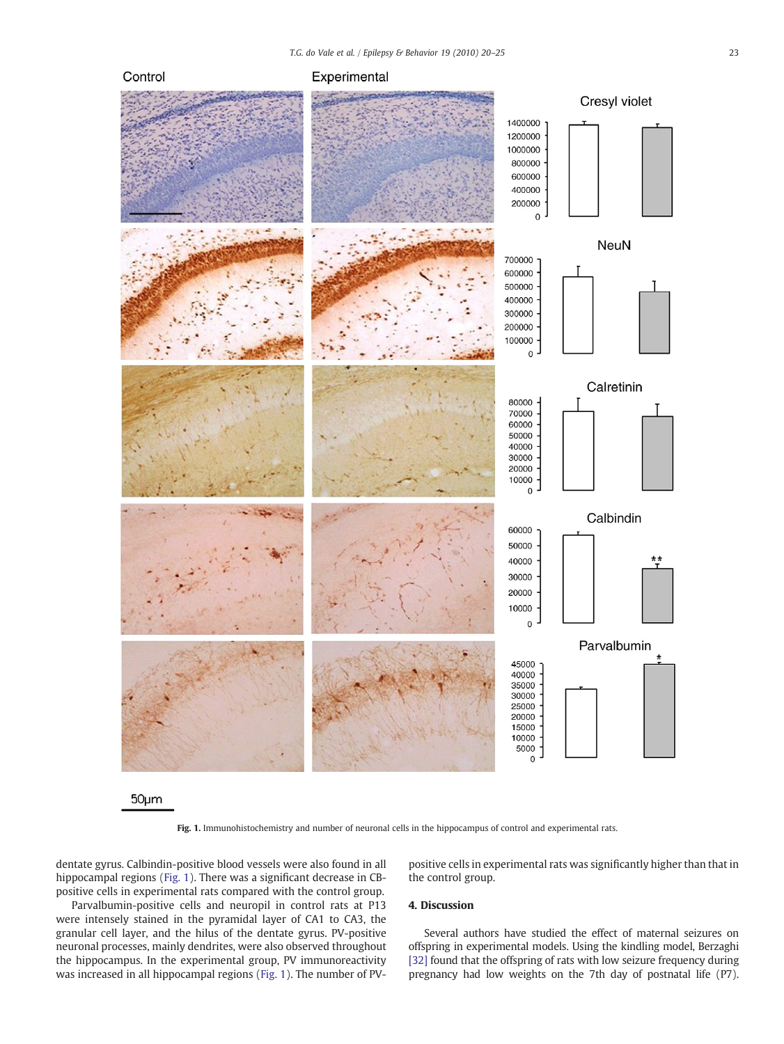Fig. 1. Immunohistochemistry and number of neuronal cells in the hippocampus of control and experimental rats.

dentate gyrus. Calbindin-positive blood vessels were also found in all hippocampal regions (Fig. 1). There was a significant decrease in CB-positive cells in experimental rats compared with the control group.

Parvalbumin-positive cells and neuropil in control rats at P13 were intensely stained in the pyramidal layer of CA1 to CA3, the granular cell layer, and the hilus of the dentate gyrus. PV-positive neuronal processes, mainly dendrites, were also observed throughout the hippocampus. In the experimental group, PV immunoreactivity was increased in all hippocampal regions (Fig. 1). The number of PV-positive cells in experimental rats was significantly higher than that in the control group.

## 4. Discussion

Several authors have studied the effect of maternal seizures on offspring in experimental models. Using the kindling model, Berzaghi [32] found that the offspring of rats with low seizure frequency during pregnancy had low weights on the 7th day of postnatal life (P7).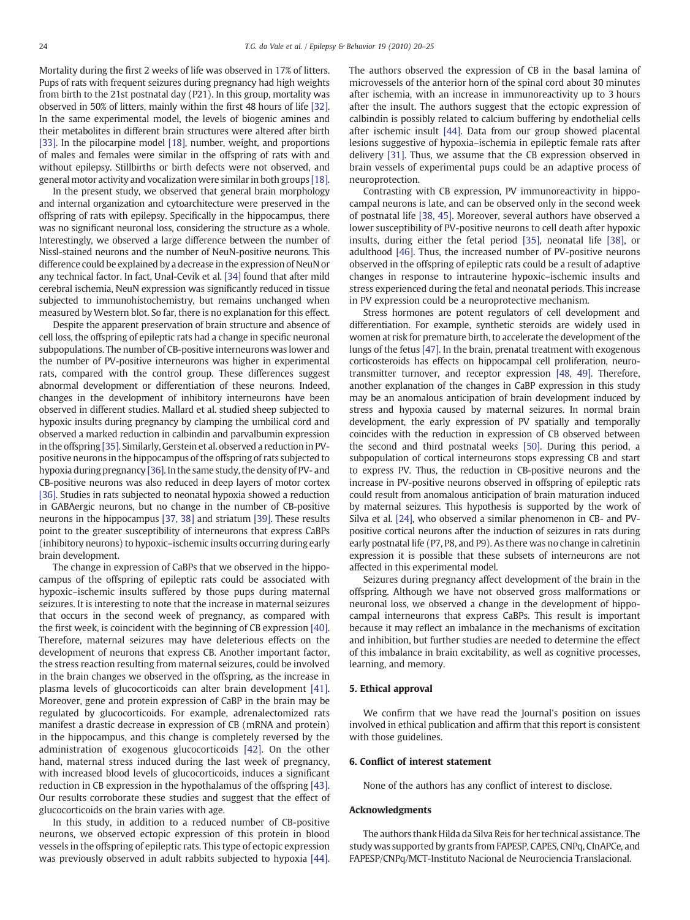Mortality during the first 2 weeks of life was observed in 17% of litters. Pups of rats with frequent seizures during pregnancy had high weights from birth to the 21st postnatal day (P21). In this group, mortality was observed in 50% of litters, mainly within the first 48 hours of life [32]. In the same experimental model, the levels of biogenic amines and their metabolites in different brain structures were altered after birth [33]. In the pilocarpine model [18], number, weight, and proportions of males and females were similar in the offspring of rats with and without epilepsy. Stillbirths or birth defects were not observed, and general motor activity and vocalization were similar in both groups [18].

In the present study, we observed that general brain morphology and internal organization and cytoarchitecture were preserved in the offspring of rats with epilepsy. Specifically in the hippocampus, there was no significant neuronal loss, considering the structure as a whole. Interestingly, we observed a large difference between the number of Nissl-stained neurons and the number of NeuN-positive neurons. This difference could be explained by a decrease in the expression of NeuN or any technical factor. In fact, Unal-Cevik et al. [34] found that after mild cerebral ischemia, NeuN expression was significantly reduced in tissue subjected to immunohistochemistry, but remains unchanged when measured by Western blot. So far, there is no explanation for this effect.

Despite the apparent preservation of brain structure and absence of cell loss, the offspring of epileptic rats had a change in specific neuronal subpopulations. The number of CB-positive interneurons was lower and the number of PV-positive interneurons was higher in experimental rats, compared with the control group. These differences suggest abnormal development or differentiation of these neurons. Indeed, changes in the development of inhibitory interneurons have been observed in different studies. Mallard et al. studied sheep subjected to hypoxic insults during pregnancy by clamping the umbilical cord and observed a marked reduction in calbindin and parvalbumin expression in the offspring [35]. Similarly, Gerstein et al. observed a reduction in PV-positive neurons in the hippocampus of the offspring of rats subjected to hypoxia during pregnancy [36]. In the same study, the density of PV- and CB-positive neurons was also reduced in deep layers of motor cortex [36]. Studies in rats subjected to neonatal hypoxia showed a reduction in GABAergic neurons, but no change in the number of CB-positive neurons in the hippocampus [37, 38] and striatum [39]. These results point to the greater susceptibility of interneurons that express CaBPs (inhibitory neurons) to hypoxic–ischemic insults occurring during early brain development.

The change in expression of CaBPs that we observed in the hippocampus of the offspring of epileptic rats could be associated with hypoxic–ischemic insults suffered by those pups during maternal seizures. It is interesting to note that the increase in maternal seizures that occurs in the second week of pregnancy, as compared with the first week, is coincident with the beginning of CB expression [40]. Therefore, maternal seizures may have deleterious effects on the development of neurons that express CB. Another important factor, the stress reaction resulting from maternal seizures, could be involved in the brain changes we observed in the offspring, as the increase in plasma levels of glucocorticoids can alter brain development [41]. Moreover, gene and protein expression of CaBP in the brain may be regulated by glucocorticoids. For example, adrenalectomized rats manifest a drastic decrease in expression of CB (mRNA and protein) in the hippocampus, and this change is completely reversed by the administration of exogenous glucocorticoids [42]. On the other hand, maternal stress induced during the last week of pregnancy, with increased blood levels of glucocorticoids, induces a significant reduction in CB expression in the hypothalamus of the offspring [43]. Our results corroborate these studies and suggest that the effect of glucocorticoids on the brain varies with age.

In this study, in addition to a reduced number of CB-positive neurons, we observed ectopic expression of this protein in blood vessels in the offspring of epileptic rats. This type of ectopic expression was previously observed in adult rabbits subjected to hypoxia [44]. The authors observed the expression of CB in the basal lamina of microvessels of the anterior horn of the spinal cord about 30 minutes after ischemia, with an increase in immunoreactivity up to 3 hours after the insult. The authors suggest that the ectopic expression of calbindin is possibly related to calcium buffering by endothelial cells after ischemic insult [44]. Data from our group showed placental lesions suggestive of hypoxia–ischemia in epileptic female rats after delivery [31]. Thus, we assume that the CB expression observed in brain vessels of experimental pups could be an adaptive process of neuroprotection.

Contrasting with CB expression, PV immunoreactivity in hippocampal neurons is late, and can be observed only in the second week of postnatal life [38, 45]. Moreover, several authors have observed a lower susceptibility of PV-positive neurons to cell death after hypoxic insults, during either the fetal period [35], neonatal life [38], or adulthood [46]. Thus, the increased number of PV-positive neurons observed in the offspring of epileptic rats could be a result of adaptive changes in response to intrauterine hypoxic–ischemic insults and stress experienced during the fetal and neonatal periods. This increase in PV expression could be a neuroprotective mechanism.

Stress hormones are potent regulators of cell development and differentiation. For example, synthetic steroids are widely used in women at risk for premature birth, to accelerate the development of the lungs of the fetus [47]. In the brain, prenatal treatment with exogenous corticosteroids has effects on hippocampal cell proliferation, neurotransmitter turnover, and receptor expression [48, 49]. Therefore, another explanation of the changes in CaBP expression in this study may be an anomalous anticipation of brain development induced by stress and hypoxia caused by maternal seizures. In normal brain development, the early expression of PV spatially and temporally coincides with the reduction in expression of CB observed between the second and third postnatal weeks [50]. During this period, a subpopulation of cortical interneurons stops expressing CB and start to express PV. Thus, the reduction in CB-positive neurons and the increase in PV-positive neurons observed in offspring of epileptic rats could result from anomalous anticipation of brain maturation induced by maternal seizures. This hypothesis is supported by the work of Silva et al. [24], who observed a similar phenomenon in CB- and PV-positive cortical neurons after the induction of seizures in rats during early postnatal life (P7, P8, and P9). As there was no change in calretinin expression it is possible that these subsets of interneurons are not affected in this experimental model.

Seizures during pregnancy affect development of the brain in the offspring. Although we have not observed gross malformations or neuronal loss, we observed a change in the development of hippocampal interneurons that express CaBPs. This result is important because it may reflect an imbalance in the mechanisms of excitation and inhibition, but further studies are needed to determine the effect of this imbalance in brain excitability, as well as cognitive processes, learning, and memory.

## 5. Ethical approval

We confirm that we have read the Journal's position on issues involved in ethical publication and affirm that this report is consistent with those guidelines.

## 6. Conflict of interest statement

None of the authors has any conflict of interest to disclose.

## Acknowledgments

The authors thank Hilda da Silva Reis for her technical assistance. The study was supported by grants from FAPESP, CAPES, CNPq, CInAPCe, and FAPESP/CNPq/MCT-Instituto Nacional de Neurociencia Translacional.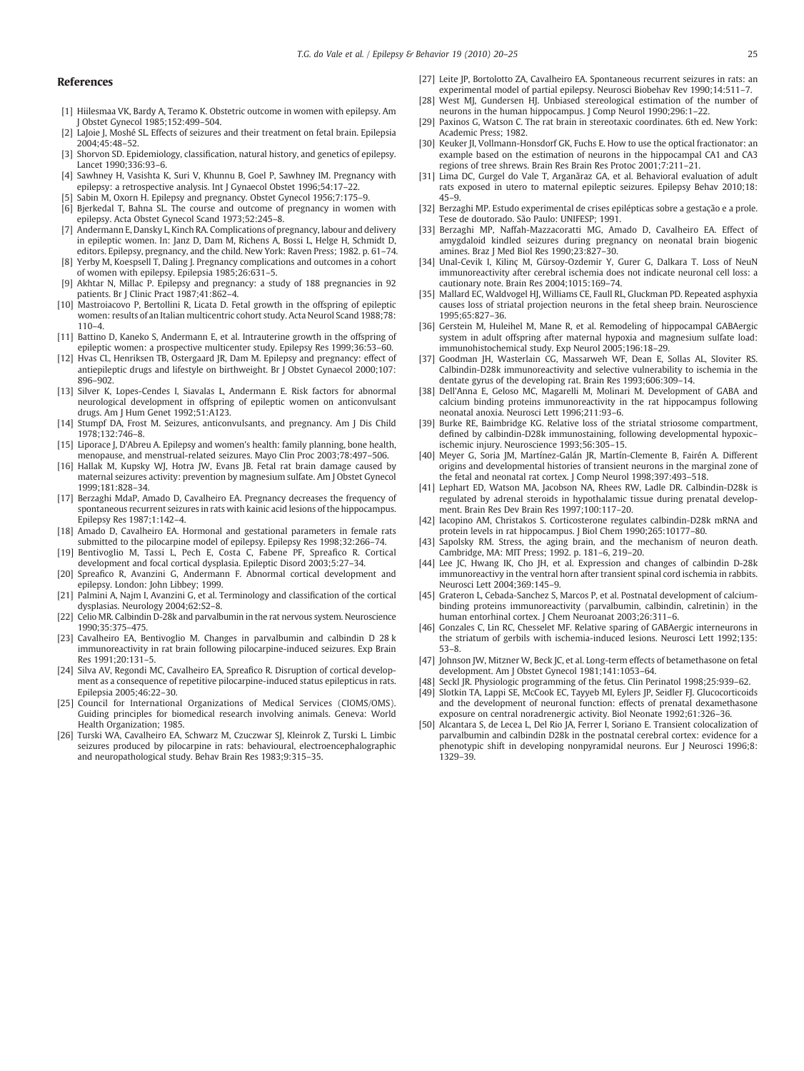## References

[1] Hiilesmaa VK, Bardy A, Teramo K. Obstetric outcome in women with epilepsy. Am J Obstet Gynecol 1985;152:499–504.

[2] LaJoie J, Moshé SL. Effects of seizures and their treatment on fetal brain. Epilepsia 2004;45:48–52.

[3] Shorvon SD. Epidemiology, classification, natural history, and genetics of epilepsy. Lancet 1990;336:93–6.

[4] Sawhney H, Vasishta K, Suri V, Khunnu B, Goel P, Sawhney IM. Pregnancy with epilepsy: a retrospective analysis. Int J Gynaecol Obstet 1996;54:17–22.

[5] Sabin M, Oxorn H. Epilepsy and pregnancy. Obstet Gynecol 1956;7:175–9.

[6] Bjerkedal T, Bahna SL. The course and outcome of pregnancy in women with epilepsy. Acta Obstet Gynecol Scand 1973;52:245–8.

[7] Andermann E, Dansky L, Kinch RA. Complications of pregnancy, labour and delivery in epileptic women. In: Janz D, Dam M, Richens A, Bossi L, Helge H, Schmidt D, editors. Epilepsy, pregnancy, and the child. New York: Raven Press; 1982. p. 61–74.

[8] Yerby M, Koespsell T, Daling J. Pregnancy complications and outcomes in a cohort of women with epilepsy. Epilepsia 1985;26:631–5.

[9] Akhtar N, Millac P. Epilepsy and pregnancy: a study of 188 pregnancies in 92 patients. Br J Clinic Pract 1987;41:862–4.

[10] Mastroiacovo P, Bertollini R, Licata D. Fetal growth in the offspring of epileptic women: results of an Italian multicentric cohort study. Acta Neurol Scand 1988;78: 110–4.

[11] Battino D, Kaneko S, Andermann E, et al. Intrauterine growth in the offspring of epileptic women: a prospective multicenter study. Epilepsy Res 1999;36:53–60.

[12] Hvas CL, Henriksen TB, Ostergaard JR, Dam M. Epilepsy and pregnancy: effect of antiepileptic drugs and lifestyle on birthweight. Br J Obstet Gynaecol 2000;107: 896–902.

[13] Silver K, Lopes-Cendes I, Siavalas L, Andermann E. Risk factors for abnormal neurological development in offspring of epileptic women on anticonvulsant drugs. Am J Hum Genet 1992;51:A123.

[14] Stumpf DA, Frost M. Seizures, anticonvulsants, and pregnancy. Am J Dis Child 1978;132:746–8.

[15] Liporace J, D'Abreu A. Epilepsy and women's health: family planning, bone health, menopause, and menstrual-related seizures. Mayo Clin Proc 2003;78:497–506.

[16] Hallak M, Kupsky WJ, Hotra JW, Evans JB. Fetal rat brain damage caused by maternal seizures activity: prevention by magnesium sulfate. Am J Obstet Gynecol 1999;181:828–34.

[17] Berzaghi MdaP, Amado D, Cavalheiro EA. Pregnancy decreases the frequency of spontaneous recurrent seizures in rats with kainic acid lesions of the hippocampus. Epilepsy Res 1987;1:142–4.

[18] Amado D, Cavalheiro EA. Hormonal and gestational parameters in female rats submitted to the pilocarpine model of epilepsy. Epilepsy Res 1998;32:266–74.

[19] Bentivoglio M, Tassi L, Pech E, Costa C, Fabene PF, Spreafico R. Cortical development and focal cortical dysplasia. Epileptic Disord 2003;5:27–34.

[20] Spreafico R, Avanzini G, Andermann F. Abnormal cortical development and epilepsy. London: John Libbey; 1999.

[21] Palmini A, Najm I, Avanzini G, et al. Terminology and classification of the cortical dysplasias. Neurology 2004;62:S2–8.

[22] Celio MR. Calbindin D-28k and parvalbumin in the rat nervous system. Neuroscience 1990;35:375–475.

[23] Cavalheiro EA, Bentivoglio M. Changes in parvalbumin and calbindin D 28 k immunoreactivity in rat brain following pilocarpine-induced seizures. Exp Brain Res 1991;20:131–5.

[24] Silva AV, Regondi MC, Cavalheiro EA, Spreafico R. Disruption of cortical development as a consequence of repetitive pilocarpine-induced status epilepticus in rats. Epilepsia 2005;46:22–30.

[25] Council for International Organizations of Medical Services (CIOMS/OMS). Guiding principles for biomedical research involving animals. Geneva: World Health Organization; 1985.

[26] Turski WA, Cavalheiro EA, Schwarz M, Czuczwar SJ, Kleinrok Z, Turski L. Limbic seizures produced by pilocarpine in rats: behavioural, electroencephalographic and neuropathological study. Behav Brain Res 1983;9:315–35.

[27] Leite JP, Bortolotto ZA, Cavalheiro EA. Spontaneous recurrent seizures in rats: an experimental model of partial epilepsy. Neurosci Biobehav Rev 1990;14:511–7.

[28] West MJ, Gundersen HJ. Unbiased stereological estimation of the number of neurons in the human hippocampus. J Comp Neurol 1990;296:1–22.

[29] Paxinos G, Watson C. The rat brain in stereotaxic coordinates. 6th ed. New York: Academic Press; 1982.

[30] Keuker JI, Vollmann-Honsdorf GK, Fuchs E. How to use the optical fractionator: an example based on the estimation of neurons in the hippocampal CA1 and CA3 regions of tree shrews. Brain Res Brain Res Protoc 2001;7:211–21.

[31] Lima DC, Gurgel do Vale T, Arganãraz GA, et al. Behavioral evaluation of adult rats exposed in utero to maternal epileptic seizures. Epilepsy Behav 2010;18: 45–9.

[32] Berzaghi MP. Estudo experimental de crises epilépticas sobre a gestação e a prole. Tese de doutorado. São Paulo: UNIFESP; 1991.

[33] Berzaghi MP, Naffah-Mazzacoratti MG, Amado D, Cavalheiro EA. Effect of amygdaloid kindled seizures during pregnancy on neonatal brain biogenic amines. Braz J Med Biol Res 1990;23:827–30.

[34] Unal-Cevik I, Kilinç M, Gürsoy-Ozdemir Y, Gurer G, Dalkara T. Loss of NeuN immunoreactivity after cerebral ischemia does not indicate neuronal cell loss: a cautionary note. Brain Res 2004;1015:169–74.

[35] Mallard EC, Waldvogel HJ, Williams CE, Faull RL, Gluckman PD. Repeated asphyxia causes loss of striatal projection neurons in the fetal sheep brain. Neuroscience 1995;65:827–36.

[36] Gerstein M, Huleihel M, Mane R, et al. Remodeling of hippocampal GABAergic system in adult offspring after maternal hypoxia and magnesium sulfate load: immunohistochemical study. Exp Neurol 2005;196:18–29.

[37] Goodman JH, Wasterlain CG, Massarweh WF, Dean E, Sollas AL, Sloviter RS. Calbindin-D28k immunoreactivity and selective vulnerability to ischemia in the dentate gyrus of the developing rat. Brain Res 1993;606:309–14.

[38] Dell'Anna E, Geloso MC, Magarelli M, Molinari M. Development of GABA and calcium binding proteins immunoreactivity in the rat hippocampus following neonatal anoxia. Neurosci Lett 1996;211:93–6.

[39] Burke RE, Baimbridge KG. Relative loss of the striatal striosome compartment, defined by calbindin-D28k immunostaining, following developmental hypoxic–ischemic injury. Neuroscience 1993;56:305–15.

[40] Meyer G, Soria JM, Martínez-Galán JR, Martín-Clemente B, Fairén A. Different origins and developmental histories of transient neurons in the marginal zone of the fetal and neonatal rat cortex. J Comp Neurol 1998;397:493–518.

[41] Lephart ED, Watson MA, Jacobson NA, Rhees RW, Ladle DR. Calbindin-D28k is regulated by adrenal steroids in hypothalamic tissue during prenatal development. Brain Res Dev Brain Res 1997;100:117–20.

[42] Iacopino AM, Christakos S. Corticosterone regulates calbindin-D28k mRNA and protein levels in rat hippocampus. J Biol Chem 1990;265:10177–80.

[43] Sapolsky RM. Stress, the aging brain, and the mechanism of neuron death. Cambridge, MA: MIT Press; 1992. p. 181–6, 219–20.

[44] Lee JC, Hwang IK, Cho JH, et al. Expression and changes of calbindin D-28k immunoreactivy in the ventral horn after transient spinal cord ischemia in rabbits. Neurosci Lett 2004;369:145–9.

[45] Grateron L, Cebada-Sanchez S, Marcos P, et al. Postnatal development of calcium-binding proteins immunoreactivity (parvalbumin, calbindin, calretinin) in the human entorhinal cortex. J Chem Neuroanat 2003;26:311–6.

[46] Gonzales C, Lin RC, Chesselet MF. Relative sparing of GABAergic interneurons in the striatum of gerbils with ischemia-induced lesions. Neurosci Lett 1992;135: 53–8.

[47] Johnson JW, Mitzner W, Beck JC, et al. Long-term effects of betamethasone on fetal development. Am J Obstet Gynecol 1981;141:1053–64.

[48] Seckl JR. Physiologic programming of the fetus. Clin Perinatol 1998;25:939–62.

[49] Slotkin TA, Lappi SE, McCook EC, Tayyeb MI, Eylers JP, Seidler FJ. Glucocorticoids and the development of neuronal function: effects of prenatal dexamethasone exposure on central noradrenergic activity. Biol Neonate 1992;61:326–36.

[50] Alcantara S, de Lecea L, Del Rio JA, Ferrer I, Soriano E. Transient colocalization of parvalbumin and calbindin D28k in the postnatal cerebral cortex: evidence for a phenotypic shift in developing nonpyramidal neurons. Eur J Neurosci 1996;8: 1329–39.